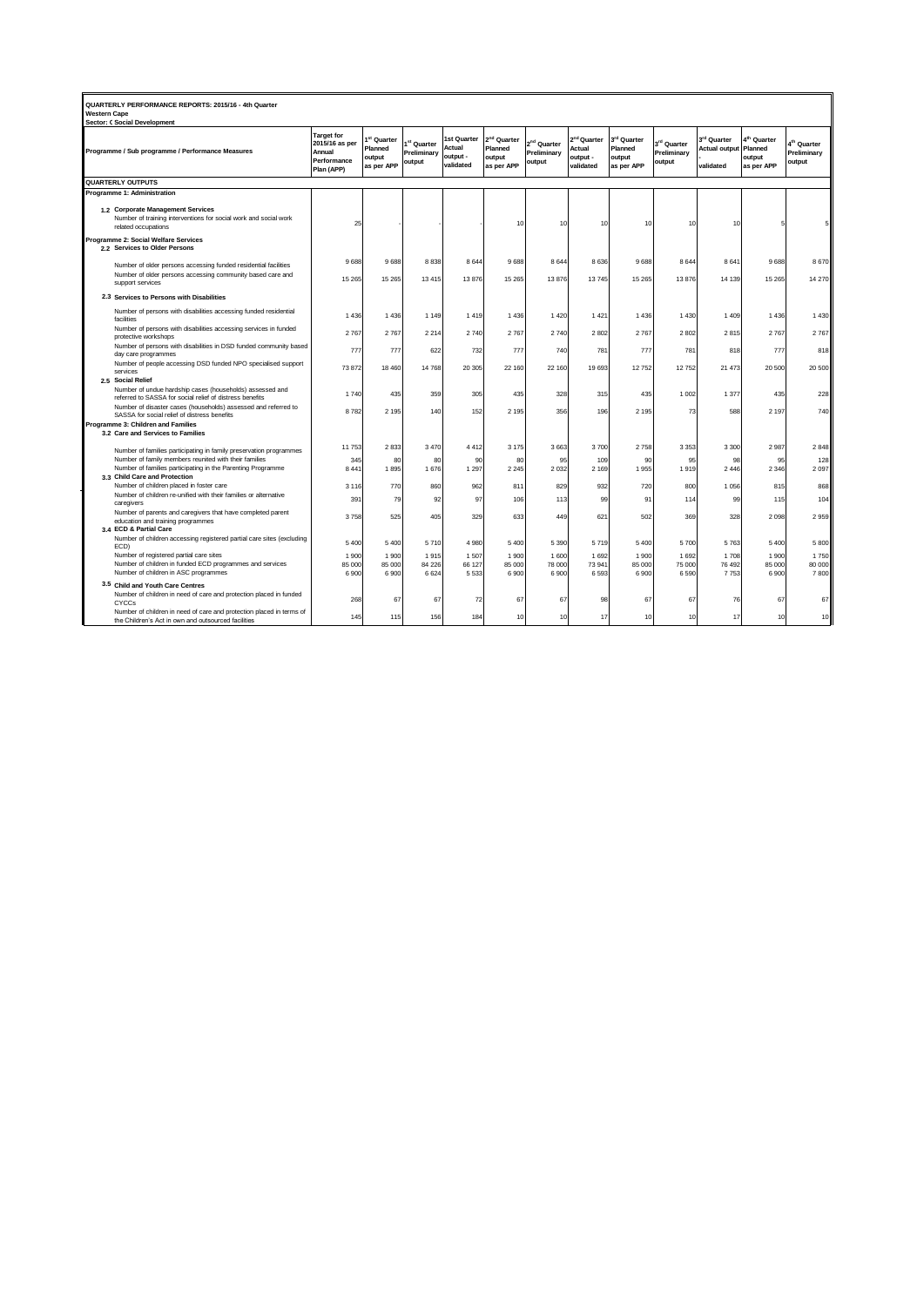**QUARTERLY PERFORMANCE REPORTS: 2015/16 - 4th Quarter**
**Western Cape**
**Sector: ( Social Development**

| Programme / Sub programme / Performance Measures | Target for 2015/16 as per Annual Performance Plan (APP) | 1st Quarter Planned output as per APP | 1st Quarter Preliminary output | 1st Quarter Actual output - validated | 2nd Quarter Planned output as per APP | 2nd Quarter Preliminary output | 2nd Quarter Actual output - validated | 3rd Quarter Planned output as per APP | 3rd Quarter Preliminary output | 3rd Quarter Actual output - validated | 4th Quarter Planned output as per APP | 4th Quarter Preliminary output |
|---|---|---|---|---|---|---|---|---|---|---|---|---|
| **QUARTERLY OUTPUTS** | | | | | | | | | | | | |
| **Programme 1: Administration** | | | | | | | | | | | | |
| **1.2 Corporate Management Services** | | | | | | | | | | | | |
| Number of training interventions for social work and social work related occupations | 25 | - | - | - | 10 | 10 | 10 | 10 | 10 | 10 | 5 | 5 |
| **Programme 2: Social Welfare Services** | | | | | | | | | | | | |
| **2.2 Services to Older Persons** | | | | | | | | | | | | |
| Number of older persons accessing funded residential facilities | 9 688 | 9 688 | 8 838 | 8 644 | 9 688 | 8 644 | 8 636 | 9 688 | 8 644 | 8 641 | 9 688 | 8 670 |
| Number of older persons accessing community based care and support services | 15 265 | 15 265 | 13 415 | 13 876 | 15 265 | 13 876 | 13 745 | 15 265 | 13 876 | 14 139 | 15 265 | 14 270 |
| **2.3 Services to Persons with Disabilities** | | | | | | | | | | | | |
| Number of persons with disabilities accessing funded residential facilities | 1 436 | 1 436 | 1 149 | 1 419 | 1 436 | 1 420 | 1 421 | 1 436 | 1 430 | 1 409 | 1 436 | 1 430 |
| Number of persons with disabilities accessing services in funded protective workshops | 2 767 | 2 767 | 2 214 | 2 740 | 2 767 | 2 740 | 2 802 | 2 767 | 2 802 | 2 815 | 2 767 | 2 767 |
| Number of persons with disabilities in DSD funded community based day care programmes | 777 | 777 | 622 | 732 | 777 | 740 | 781 | 777 | 781 | 818 | 777 | 818 |
| Number of people accessing DSD funded NPO specialised support services | 73 872 | 18 460 | 14 768 | 20 305 | 22 160 | 22 160 | 19 693 | 12 752 | 12 752 | 21 473 | 20 500 | 20 500 |
| **2.5 Social Relief** | | | | | | | | | | | | |
| Number of undue hardship cases (households) assessed and referred to SASSA for social relief of distress benefits | 1 740 | 435 | 359 | 305 | 435 | 328 | 315 | 435 | 1 002 | 1 377 | 435 | 228 |
| Number of disaster cases (households) assessed and referred to SASSA for social relief of distress benefits | 8 782 | 2 195 | 140 | 152 | 2 195 | 356 | 196 | 2 195 | 73 | 588 | 2 197 | 740 |
| **Programme 3: Children and Families** | | | | | | | | | | | | |
| **3.2 Care and Services to Families** | | | | | | | | | | | | |
| Number of families participating in family preservation programmes | 11 753 | 2 833 | 3 470 | 4 412 | 3 175 | 3 663 | 3 700 | 2 758 | 3 353 | 3 300 | 2 987 | 2 848 |
| Number of family members reunited with their families | 345 | 80 | 80 | 90 | 80 | 95 | 109 | 90 | 95 | 98 | 95 | 128 |
| Number of families participating in the Parenting Programme | 8 441 | 1 895 | 1 676 | 1 297 | 2 245 | 2 032 | 2 169 | 1 955 | 1 919 | 2 446 | 2 346 | 2 097 |
| **3.3 Child Care and Protection** | | | | | | | | | | | | |
| Number of children placed in foster care | 3 116 | 770 | 860 | 962 | 811 | 829 | 932 | 720 | 800 | 1 056 | 815 | 868 |
| Number of children re-unified with their families or alternative caregivers | 391 | 79 | 92 | 97 | 106 | 113 | 99 | 91 | 114 | 99 | 115 | 104 |
| Number of parents and caregivers that have completed parent education and training programmes | 3 758 | 525 | 405 | 329 | 633 | 449 | 621 | 502 | 369 | 328 | 2 098 | 2 959 |
| **3.4 ECD & Partial Care** | | | | | | | | | | | | |
| Number of children accessing registered partial care sites (excluding ECD) | 5 400 | 5 400 | 5 710 | 4 980 | 5 400 | 5 390 | 5 719 | 5 400 | 5 700 | 5 763 | 5 400 | 5 800 |
| Number of registered partial care sites | 1 900 | 1 900 | 1 915 | 1 507 | 1 900 | 1 600 | 1 692 | 1 900 | 1 692 | 1 708 | 1 900 | 1 750 |
| Number of children in funded ECD programmes and services | 85 000 | 85 000 | 84 226 | 66 127 | 85 000 | 78 000 | 73 941 | 85 000 | 75 000 | 76 492 | 85 000 | 80 000 |
| Number of children in ASC programmes | 6 900 | 6 900 | 6 624 | 5 533 | 6 900 | 6 900 | 6 593 | 6 900 | 6 590 | 7 753 | 6 900 | 7 800 |
| **3.5 Child and Youth Care Centres** | | | | | | | | | | | | |
| Number of children in need of care and protection placed in funded CYCCs | 268 | 67 | 67 | 72 | 67 | 67 | 98 | 67 | 67 | 76 | 67 | 67 |
| Number of children in need of care and protection placed in terms of the Children's Act in own and outsourced facilities | 145 | 115 | 156 | 184 | 10 | 10 | 17 | 10 | 10 | 17 | 10 | 10 |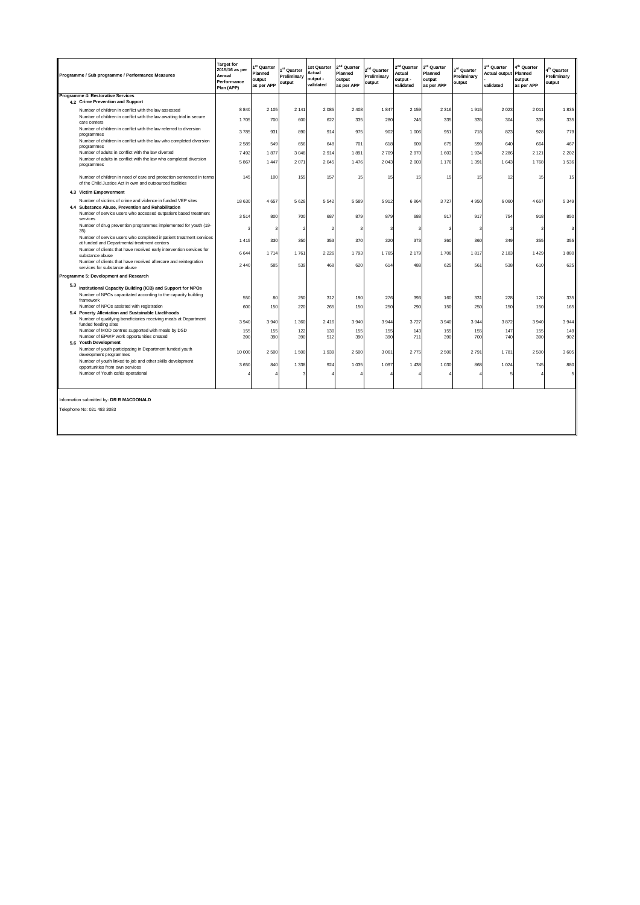| Programme / Sub programme / Performance Measures | Target for 2015/16 as per Annual Performance Plan (APP) | 1st Quarter Planned output as per APP | 1st Quarter Preliminary output | 1st Quarter Actual output - validated | 2nd Quarter Planned output as per APP | 2nd Quarter Preliminary output | 2nd Quarter Actual output - validated | 3rd Quarter Planned output as per APP | 3rd Quarter Preliminary output | 3rd Quarter Actual output - validated | 4th Quarter Planned output as per APP | 4th Quarter Preliminary output |
|---|---|---|---|---|---|---|---|---|---|---|---|---|
| **Programme 4: Restorative Services** | | | | | | | | | | | | |
| **4.2 Crime Prevention and Support** | | | | | | | | | | | | |
| Number of children in conflict with the law assessed | 8 840 | 2 105 | 2 141 | 2 085 | 2 408 | 1 847 | 2 159 | 2 316 | 1 915 | 2 023 | 2 011 | 1 835 |
| Number of children in conflict with the law awaiting trial in secure care centers | 1 705 | 700 | 600 | 622 | 335 | 280 | 246 | 335 | 335 | 304 | 335 | 335 |
| Number of children in conflict with the law referred to diversion programmes | 3 785 | 931 | 890 | 914 | 975 | 902 | 1 006 | 951 | 718 | 823 | 928 | 779 |
| Number of children in conflict with the law who completed diversion programmes | 2 589 | 549 | 656 | 648 | 701 | 618 | 609 | 675 | 599 | 640 | 664 | 467 |
| Number of adults in conflict with the law diverted | 7 492 | 1 877 | 3 048 | 2 914 | 1 891 | 2 709 | 2 970 | 1 603 | 1 934 | 2 286 | 2 121 | 2 202 |
| Number of adults in conflict with the law who completed diversion programmes | 5 867 | 1 447 | 2 071 | 2 045 | 1 476 | 2 043 | 2 003 | 1 176 | 1 391 | 1 643 | 1 768 | 1 536 |
| Number of children in need of care and protection sentenced in terms of the Child Justice Act in own and outsourced facilities | 145 | 100 | 155 | 157 | 15 | 15 | 15 | 15 | 15 | 12 | 15 | 15 |
| **4.3 Victim Empowerment** | | | | | | | | | | | | |
| Number of victims of crime and violence in funded VEP sites | 18 630 | 4 657 | 5 628 | 5 542 | 5 589 | 5 912 | 6 864 | 3 727 | 4 950 | 6 060 | 4 657 | 5 349 |
| **4.4 Substance Abuse, Prevention and Rehabilitation** | | | | | | | | | | | | |
| Number of service users who accessed outpatient based treatment services | 3 514 | 800 | 700 | 687 | 879 | 879 | 688 | 917 | 917 | 754 | 918 | 850 |
| Number of drug prevention programmes implemented for youth (19-35) | 3 | 3 | 2 | 2 | 3 | 3 | 3 | 3 | 3 | 3 | 3 | 3 |
| Number of service users who completed inpatient treatment services at funded and Departmental treatment centers | 1 415 | 330 | 350 | 353 | 370 | 320 | 373 | 360 | 360 | 349 | 355 | 355 |
| Number of clients that have received early intervention services for substance abuse | 6 644 | 1 714 | 1 761 | 2 226 | 1 793 | 1 765 | 2 179 | 1 708 | 1 817 | 2 183 | 1 429 | 1 880 |
| Number of clients that have received aftercare and reintegration services for substance abuse | 2 440 | 585 | 539 | 468 | 620 | 614 | 488 | 625 | 561 | 538 | 610 | 625 |
| **Programme 5: Development and Research** | | | | | | | | | | | | |
| **5.3 Institutional Capacity Building (ICB) and Support for NPOs** | | | | | | | | | | | | |
| Number of NPOs capacitated according to the capacity building framework | 550 | 80 | 250 | 312 | 190 | 276 | 393 | 160 | 331 | 228 | 120 | 335 |
| Number of NPOs assisted with registration | 600 | 150 | 220 | 265 | 150 | 250 | 290 | 150 | 250 | 150 | 150 | 165 |
| **5.4 Poverty Alleviation and Sustainable Livelihoods** | | | | | | | | | | | | |
| Number of qualifying beneficiaries receiving meals at Department funded feeding sites | 3 940 | 3 940 | 1 360 | 2 416 | 3 940 | 3 944 | 3 727 | 3 940 | 3 944 | 3 872 | 3 940 | 3 944 |
| Number of MOD centres supported with meals by DSD | 155 | 155 | 122 | 130 | 155 | 155 | 143 | 155 | 155 | 147 | 155 | 149 |
| Number of EPWP work opportunities created | 390 | 390 | 390 | 512 | 390 | 390 | 711 | 390 | 700 | 740 | 390 | 902 |
| **5.6 Youth Development** | | | | | | | | | | | | |
| Number of youth participating in Department funded youth development programmes | 10 000 | 2 500 | 1 500 | 1 939 | 2 500 | 3 061 | 2 775 | 2 500 | 2 791 | 1 781 | 2 500 | 3 605 |
| Number of youth linked to job and other skills development opportunities from own services | 3 650 | 840 | 1 338 | 924 | 1 035 | 1 097 | 1 438 | 1 030 | 868 | 1 024 | 745 | 880 |
| Number of Youth cafés operational | 4 | 4 | 3 | 4 | 4 | 4 | 4 | 4 | 4 | 5 | 4 | 5 |

Information submitted by: **DR R MACDONALD**

Telephone No: 021 483 3083